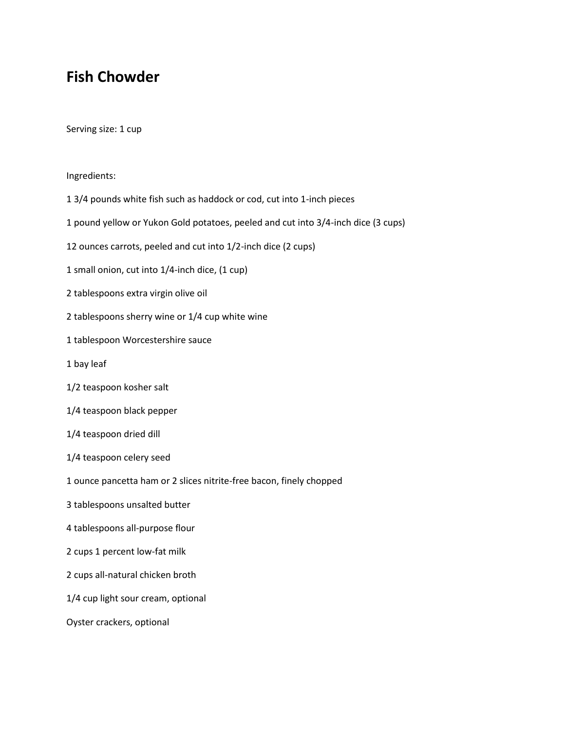# Fish Chowder

Serving size: 1 cup

Ingredients:

1 3/4 pounds white fish such as haddock or cod, cut into 1-inch pieces

1 pound yellow or Yukon Gold potatoes, peeled and cut into 3/4-inch dice (3 cups)

12 ounces carrots, peeled and cut into 1/2-inch dice (2 cups)

1 small onion, cut into 1/4-inch dice, (1 cup)

2 tablespoons extra virgin olive oil

2 tablespoons sherry wine or 1/4 cup white wine

1 tablespoon Worcestershire sauce

1 bay leaf

1/2 teaspoon kosher salt

1/4 teaspoon black pepper

1/4 teaspoon dried dill

1/4 teaspoon celery seed

1 ounce pancetta ham or 2 slices nitrite-free bacon, finely chopped

3 tablespoons unsalted butter

4 tablespoons all-purpose flour

2 cups 1 percent low-fat milk

2 cups all-natural chicken broth

1/4 cup light sour cream, optional

Oyster crackers, optional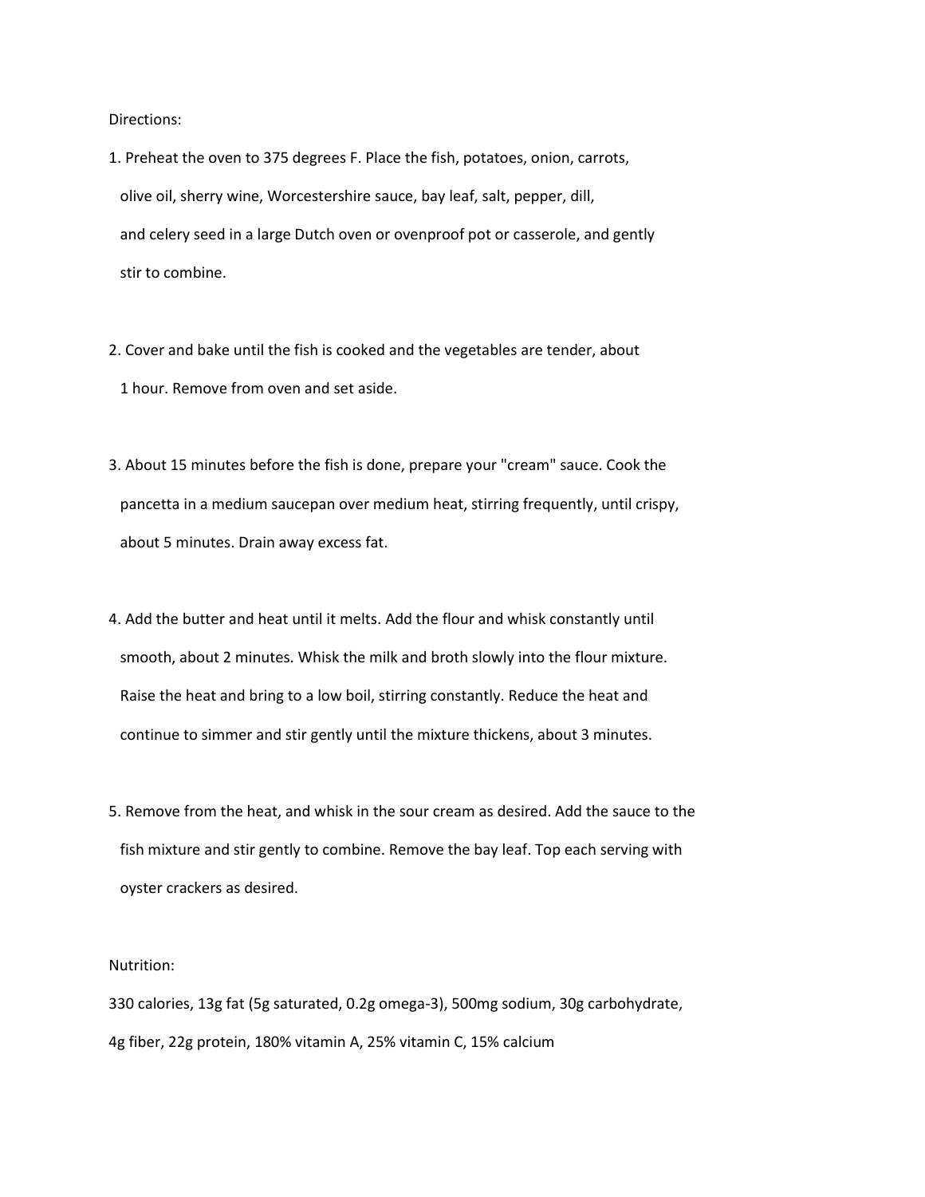Directions:

1. Preheat the oven to 375 degrees F. Place the fish, potatoes, onion, carrots, olive oil, sherry wine, Worcestershire sauce, bay leaf, salt, pepper, dill, and celery seed in a large Dutch oven or ovenproof pot or casserole, and gently stir to combine.

2. Cover and bake until the fish is cooked and the vegetables are tender, about 1 hour. Remove from oven and set aside.

3. About 15 minutes before the fish is done, prepare your "cream" sauce. Cook the pancetta in a medium saucepan over medium heat, stirring frequently, until crispy, about 5 minutes. Drain away excess fat.

4. Add the butter and heat until it melts. Add the flour and whisk constantly until smooth, about 2 minutes. Whisk the milk and broth slowly into the flour mixture. Raise the heat and bring to a low boil, stirring constantly. Reduce the heat and continue to simmer and stir gently until the mixture thickens, about 3 minutes.

5. Remove from the heat, and whisk in the sour cream as desired. Add the sauce to the fish mixture and stir gently to combine. Remove the bay leaf. Top each serving with oyster crackers as desired.

Nutrition:

330 calories, 13g fat (5g saturated, 0.2g omega-3), 500mg sodium, 30g carbohydrate, 4g fiber, 22g protein, 180% vitamin A, 25% vitamin C, 15% calcium